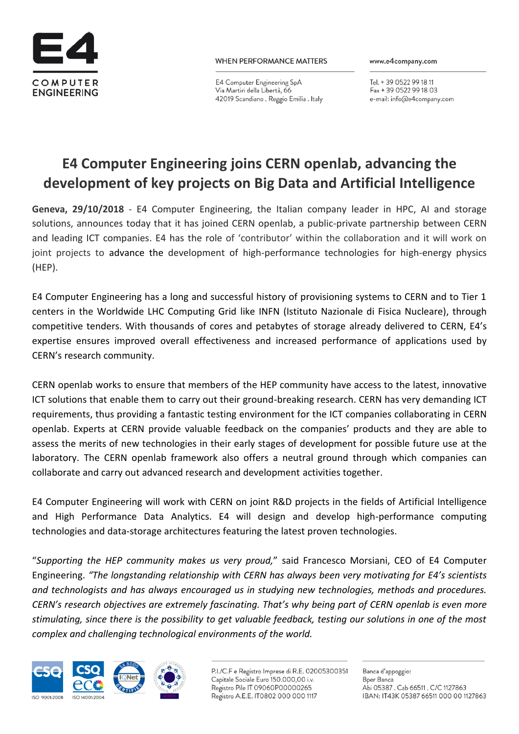# E4 Computer Engineering joins CERN openlab, advancing the development of key projects on Big Data and Artificial Intelligence

**Geneva, 29/10/2018** - E4 Computer Engineering, the Italian company leader in HPC, AI and storage solutions, announces today that it has joined CERN openlab, a public-private partnership between CERN and leading ICT companies. E4 has the role of 'contributor' within the collaboration and it will work on joint projects to advance the development of high-performance technologies for high-energy physics (HEP).

E4 Computer Engineering has a long and successful history of provisioning systems to CERN and to Tier 1 centers in the Worldwide LHC Computing Grid like INFN (Istituto Nazionale di Fisica Nucleare), through competitive tenders. With thousands of cores and petabytes of storage already delivered to CERN, E4's expertise ensures improved overall effectiveness and increased performance of applications used by CERN's research community.

CERN openlab works to ensure that members of the HEP community have access to the latest, innovative ICT solutions that enable them to carry out their ground-breaking research. CERN has very demanding ICT requirements, thus providing a fantastic testing environment for the ICT companies collaborating in CERN openlab. Experts at CERN provide valuable feedback on the companies' products and they are able to assess the merits of new technologies in their early stages of development for possible future use at the laboratory. The CERN openlab framework also offers a neutral ground through which companies can collaborate and carry out advanced research and development activities together.

E4 Computer Engineering will work with CERN on joint R&D projects in the fields of Artificial Intelligence and High Performance Data Analytics. E4 will design and develop high-performance computing technologies and data-storage architectures featuring the latest proven technologies.

"*Supporting the HEP community makes us very proud,*" said Francesco Morsiani, CEO of E4 Computer Engineering. *"The longstanding relationship with CERN has always been very motivating for E4's scientists and technologists and has always encouraged us in studying new technologies, methods and procedures. CERN's research objectives are extremely fascinating. That's why being part of CERN openlab is even more stimulating, since there is the possibility to get valuable feedback, testing our solutions in one of the most complex and challenging technological environments of the world.*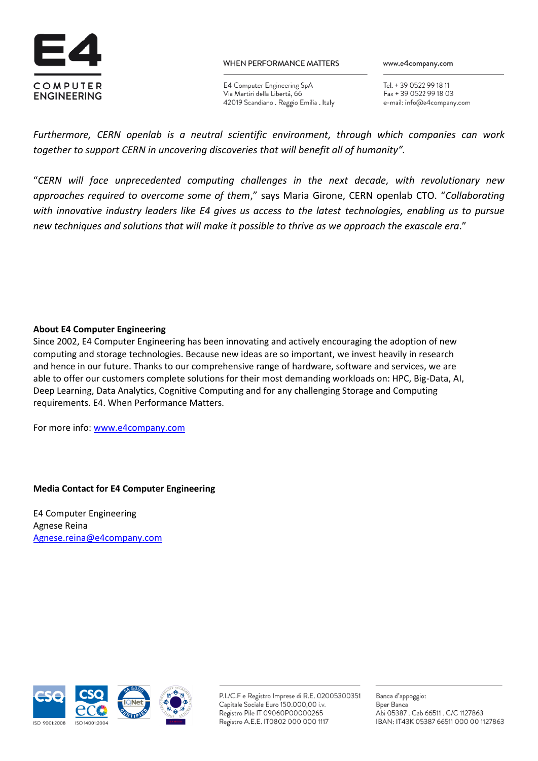*Furthermore, CERN openlab is a neutral scientific environment, through which companies can work together to support CERN in uncovering discoveries that will benefit all of humanity".*

"*CERN will face unprecedented computing challenges in the next decade, with revolutionary new approaches required to overcome some of them*," says Maria Girone, CERN openlab CTO. "*Collaborating with innovative industry leaders like E4 gives us access to the latest technologies, enabling us to pursue new techniques and solutions that will make it possible to thrive as we approach the exascale era*."

**About E4 Computer Engineering**
Since 2002, E4 Computer Engineering has been innovating and actively encouraging the adoption of new computing and storage technologies. Because new ideas are so important, we invest heavily in research and hence in our future. Thanks to our comprehensive range of hardware, software and services, we are able to offer our customers complete solutions for their most demanding workloads on: HPC, Big-Data, AI, Deep Learning, Data Analytics, Cognitive Computing and for any challenging Storage and Computing requirements. E4. When Performance Matters.

For more info: [www.e4company.com](http://www.e4company.com)

**Media Contact for E4 Computer Engineering**

E4 Computer Engineering
Agnese Reina
[Agnese.reina@e4company.com](mailto:Agnese.reina@e4company.com)